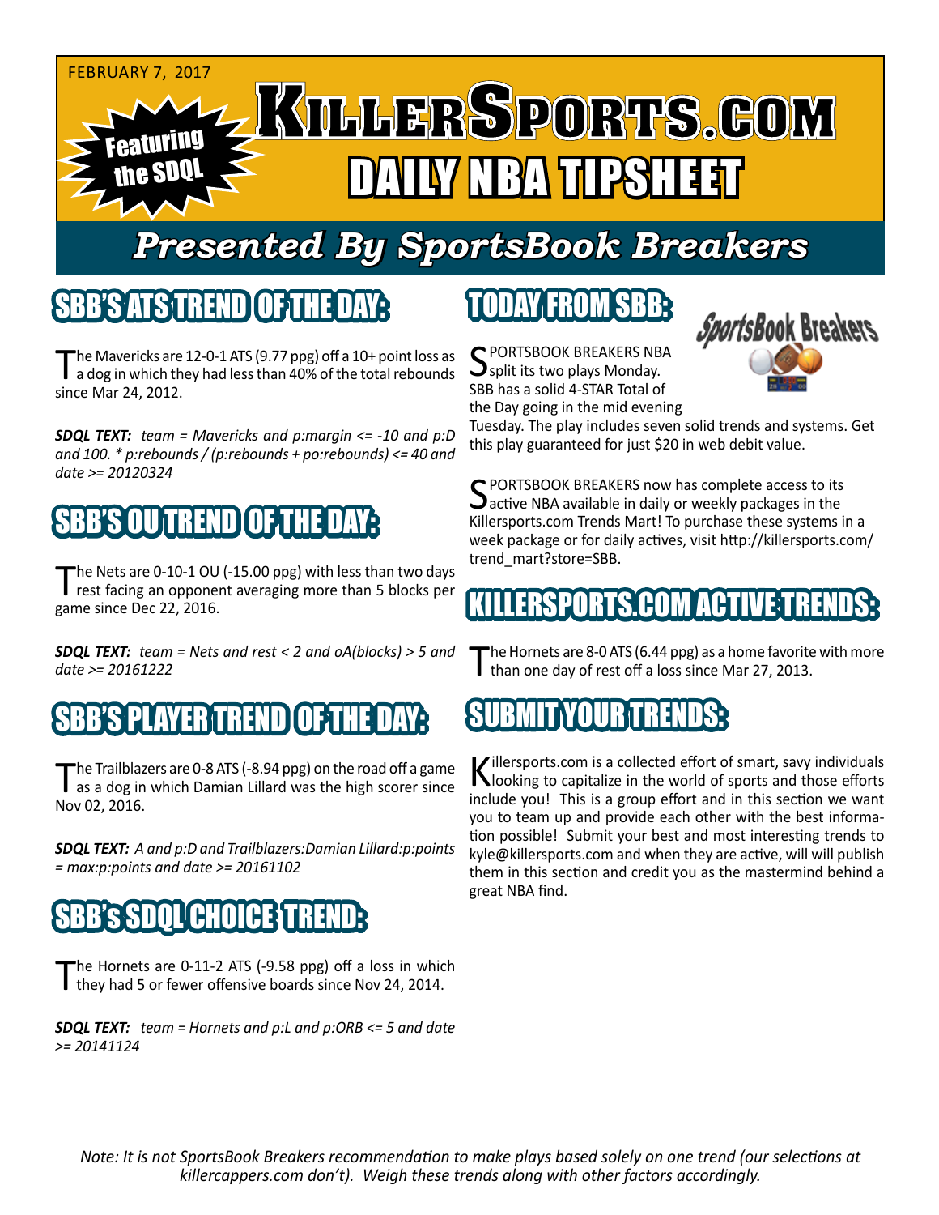FEBRUARY 7, 2017

# KILLERSPORTS.COM DAILY NBA TIPSHEET

Featuring the SDQL

## Presented By SportsBook Breakers

## SBB'S ATS TREND OF THE DAY:

The Mavericks are 12-0-1 ATS (9.77 ppg) off a 10+ point loss as a dog in which they had less than 40% of the total rebounds since Mar 24, 2012.

***SDQL TEXT:*** *team = Mavericks and p:margin <= -10 and p:D and 100. * p:rebounds / (p:rebounds + po:rebounds) <= 40 and date >= 20120324*

## SBB'S OU TREND OF THE DAY:

The Nets are 0-10-1 OU (-15.00 ppg) with less than two days rest facing an opponent averaging more than 5 blocks per game since Dec 22, 2016.

***SDQL TEXT:*** *team = Nets and rest < 2 and oA(blocks) > 5 and date >= 20161222*

## SBB'S PLAYER TREND OF THE DAY:

The Trailblazers are 0-8 ATS (-8.94 ppg) on the road off a game as a dog in which Damian Lillard was the high scorer since Nov 02, 2016.

***SDQL TEXT:*** *A and p:D and Trailblazers:Damian Lillard:p:points = max:p:points and date >= 20161102*

## SBB's SDQL CHOICE TREND:

The Hornets are 0-11-2 ATS (-9.58 ppg) off a loss in which they had 5 or fewer offensive boards since Nov 24, 2014.

***SDQL TEXT:*** *team = Hornets and p:L and p:ORB <= 5 and date >= 20141124*

## TODAY FROM SBB:

SportsBook Breakers

SPORTSBOOK BREAKERS NBA split its two plays Monday. SBB has a solid 4-STAR Total of the Day going in the mid evening Tuesday. The play includes seven solid trends and systems. Get this play guaranteed for just $20 in web debit value.

SPORTSBOOK BREAKERS now has complete access to its active NBA available in daily or weekly packages in the Killersports.com Trends Mart! To purchase these systems in a week package or for daily actives, visit http://killersports.com/trend_mart?store=SBB.

## KILLERSPORTS.COM ACTIVE TRENDS:

The Hornets are 8-0 ATS (6.44 ppg) as a home favorite with more than one day of rest off a loss since Mar 27, 2013.

## SUBMIT YOUR TRENDS:

Killersports.com is a collected effort of smart, savy individuals looking to capitalize in the world of sports and those efforts include you! This is a group effort and in this section we want you to team up and provide each other with the best information possible! Submit your best and most interesting trends to kyle@killersports.com and when they are active, will will publish them in this section and credit you as the mastermind behind a great NBA find.

*Note: It is not SportsBook Breakers recommendation to make plays based solely on one trend (our selections at killercappers.com don't). Weigh these trends along with other factors accordingly.*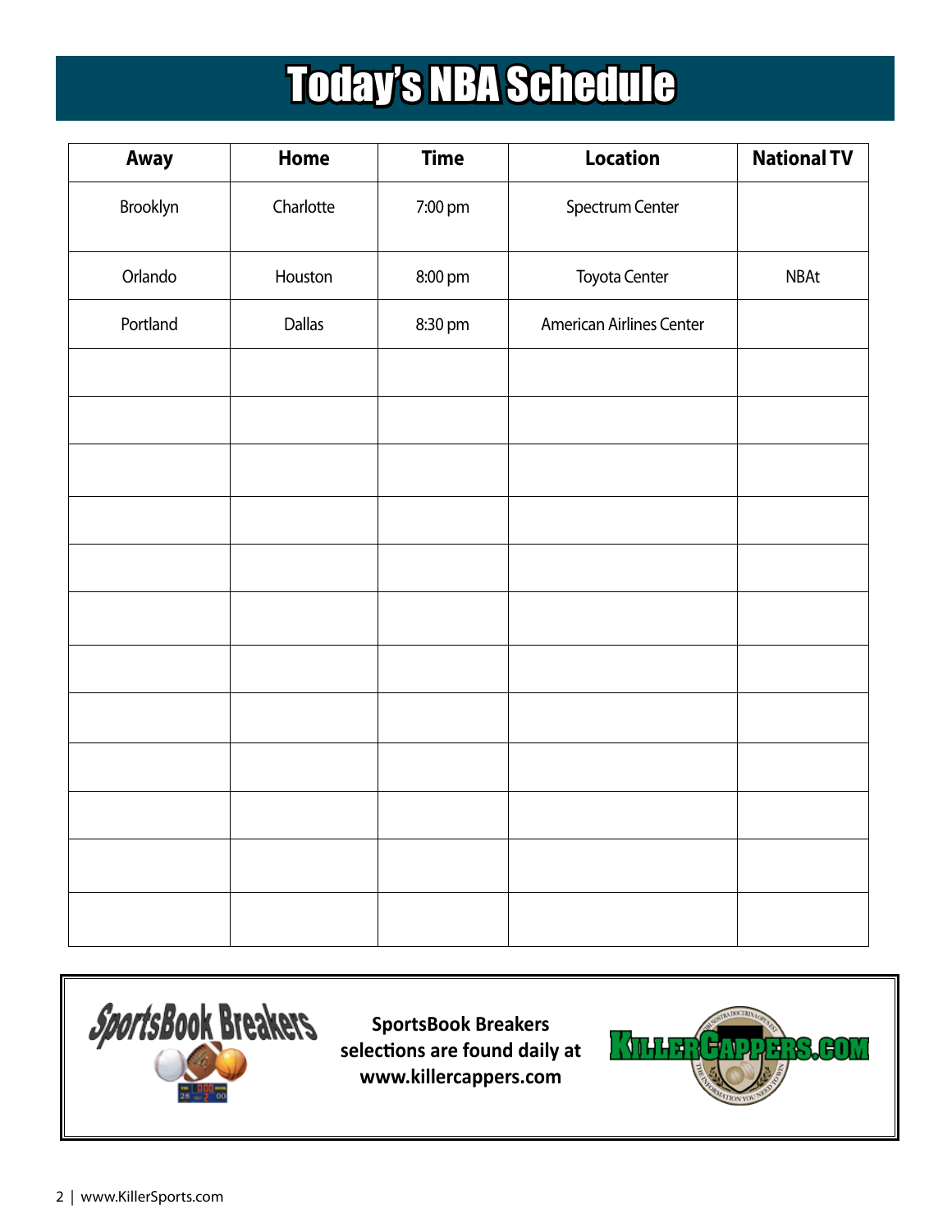# Today's NBA Schedule

| Away | Home | Time | Location | National TV |
|---|---|---|---|---|
| Brooklyn | Charlotte | 7:00 pm | Spectrum Center | |
| Orlando | Houston | 8:00 pm | Toyota Center | NBAt |
| Portland | Dallas | 8:30 pm | American Airlines Center | |
| | | | | |
| | | | | |
| | | | | |
| | | | | |
| | | | | |
| | | | | |
| | | | | |
| | | | | |
| | | | | |
| | | | | |
| | | | | |
| | | | | |

**SportsBook Breakers selections are found daily at www.killercappers.com**